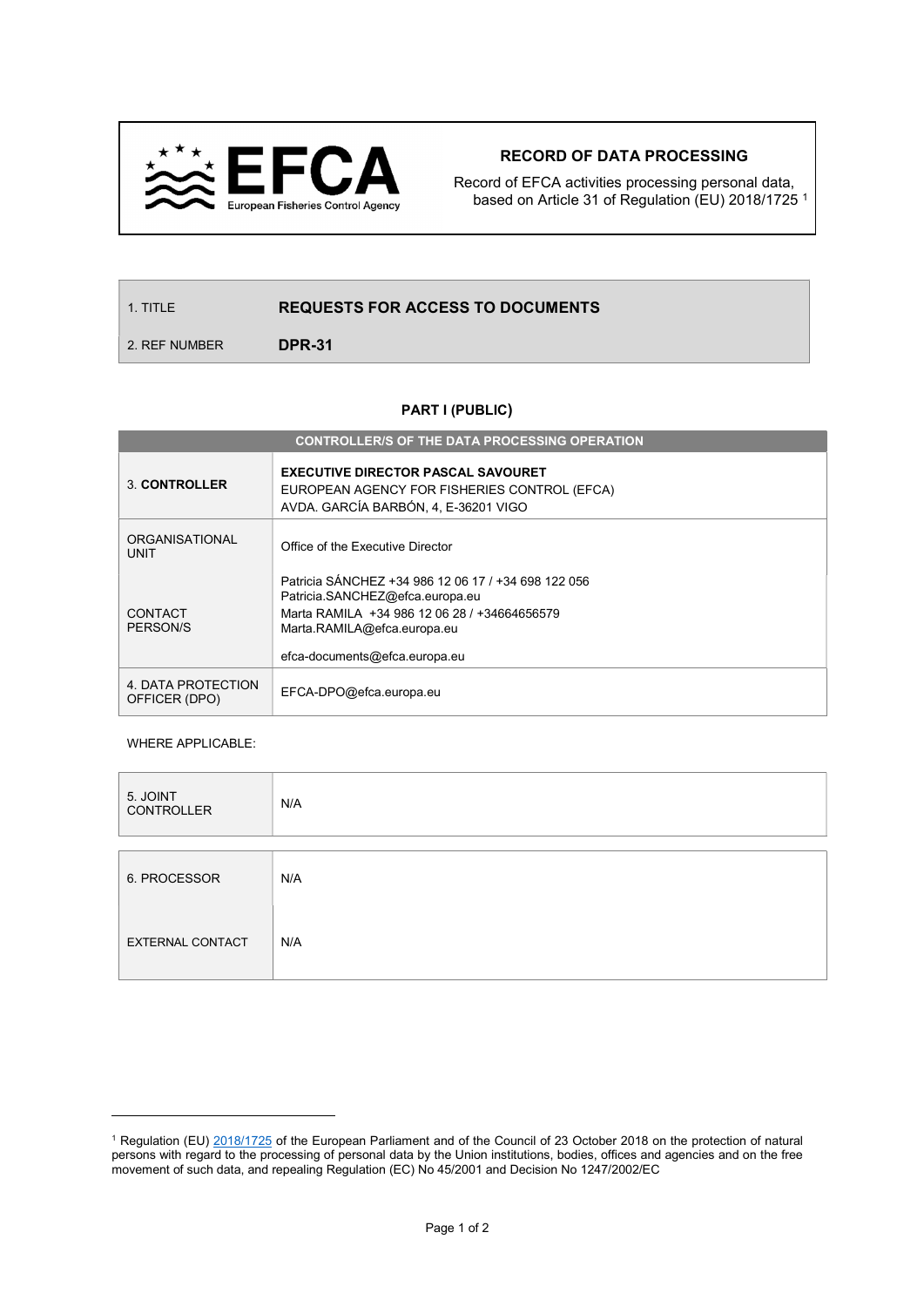**EFCA** European Fisheries Control Agency

# RECORD OF DATA PROCESSING

Record of EFCA activities processing personal data, based on Article 31 of Regulation (EU) 2018/1725 [1]

| 1. TITLE | **REQUESTS FOR ACCESS TO DOCUMENTS** |
|---|---|
| 2. REF NUMBER | **DPR-31** |

## PART I (PUBLIC)

| CONTROLLER/S OF THE DATA PROCESSING OPERATION | |
|---|---|
| 3. **CONTROLLER** | **EXECUTIVE DIRECTOR PASCAL SAVOURET**<br>EUROPEAN AGENCY FOR FISHERIES CONTROL (EFCA)<br>AVDA. GARCÍA BARBÓN, 4, E-36201 VIGO |
| ORGANISATIONAL UNIT | Office of the Executive Director |
| CONTACT PERSON/S | Patricia SÁNCHEZ +34 986 12 06 17 / +34 698 122 056<br>Patricia.SANCHEZ@efca.europa.eu<br>Marta RAMILA +34 986 12 06 28 / +34664656579<br>Marta.RAMILA@efca.europa.eu<br><br>efca-documents@efca.europa.eu |
| 4. DATA PROTECTION OFFICER (DPO) | EFCA-DPO@efca.europa.eu |

WHERE APPLICABLE:

| 5. JOINT CONTROLLER | N/A |
|---|---|

| 6. PROCESSOR | N/A |
|---|---|
| EXTERNAL CONTACT | N/A |

[1] Regulation (EU) 2018/1725 of the European Parliament and of the Council of 23 October 2018 on the protection of natural persons with regard to the processing of personal data by the Union institutions, bodies, offices and agencies and on the free movement of such data, and repealing Regulation (EC) No 45/2001 and Decision No 1247/2002/EC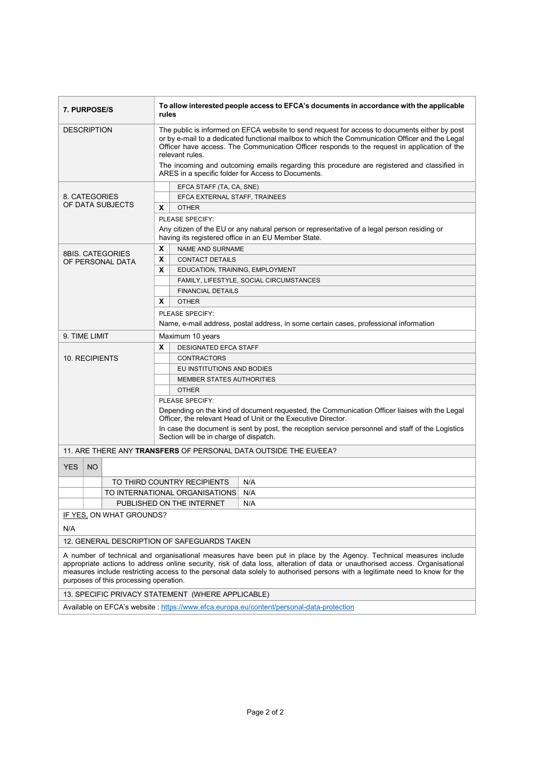| | | |
|---|---|---|
| **7. PURPOSE/S** | **To allow interested people access to EFCA's documents in accordance with the applicable rules** | |
| DESCRIPTION | The public is informed on EFCA website to send request for access to documents either by post or by e-mail to a dedicated functional mailbox to which the Communication Officer and the Legal Officer have access. The Communication Officer responds to the request in application of the relevant rules.<br>The incoming and outcoming emails regarding this procedure are registered and classified in ARES in a specific folder for Access to Documents. | |
| 8. CATEGORIES OF DATA SUBJECTS | | EFCA STAFF (TA, CA, SNE) |
| | | EFCA EXTERNAL STAFF, TRAINEES |
| | X | OTHER |
| | PLEASE SPECIFY:<br>Any citizen of the EU or any natural person or representative of a legal person residing or having its registered office in an EU Member State. | |
| 8BIS. CATEGORIES OF PERSONAL DATA | X | NAME AND SURNAME |
| | X | CONTACT DETAILS |
| | X | EDUCATION, TRAINING, EMPLOYMENT |
| | | FAMILY, LIFESTYLE, SOCIAL CIRCUMSTANCES |
| | | FINANCIAL DETAILS |
| | X | OTHER |
| | PLEASE SPECIFY:<br>Name, e-mail address, postal address, in some certain cases, professional information | |
| 9. TIME LIMIT | Maximum 10 years | |
| 10. RECIPIENTS | X | DESIGNATED EFCA STAFF |
| | | CONTRACTORS |
| | | EU INSTITUTIONS AND BODIES |
| | | MEMBER STATES AUTHORITIES |
| | | OTHER |
| | PLEASE SPECIFY:<br>Depending on the kind of document requested, the Communication Officer liaises with the Legal Officer, the relevant Head of Unit or the Executive Director.<br>In case the document is sent by post, the reception service personnel and staff of the Logistics Section will be in charge of dispatch. | |

11. ARE THERE ANY **TRANSFERS** OF PERSONAL DATA OUTSIDE THE EU/EEA?

| YES | NO | | |
|---|---|---|---|
| | | TO THIRD COUNTRY RECIPIENTS | N/A |
| | | TO INTERNATIONAL ORGANISATIONS | N/A |
| | | PUBLISHED ON THE INTERNET | N/A |

IF YES, ON WHAT GROUNDS?

N/A

12. GENERAL DESCRIPTION OF SAFEGUARDS TAKEN

A number of technical and organisational measures have been put in place by the Agency. Technical measures include appropriate actions to address online security, risk of data loss, alteration of data or unauthorised access. Organisational measures include restricting access to the personal data solely to authorised persons with a legitimate need to know for the purposes of this processing operation.

13. SPECIFIC PRIVACY STATEMENT (WHERE APPLICABLE)

Available on EFCA's website : https://www.efca.europa.eu/content/personal-data-protection